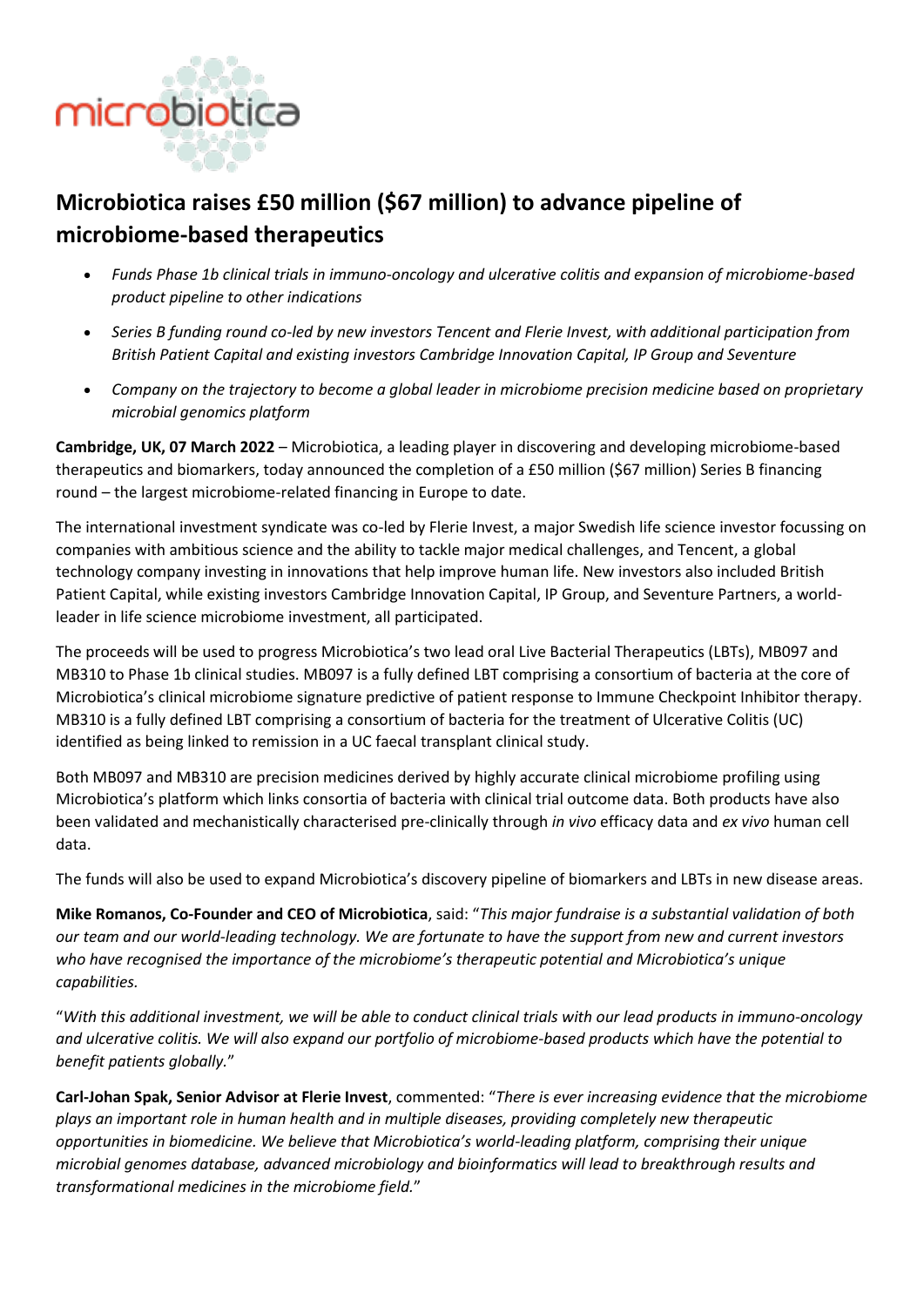# Microbiotica raises £50 million ($67 million) to advance pipeline of microbiome-based therapeutics

- *Funds Phase 1b clinical trials in immuno-oncology and ulcerative colitis and expansion of microbiome-based product pipeline to other indications*
- *Series B funding round co-led by new investors Tencent and Flerie Invest, with additional participation from British Patient Capital and existing investors Cambridge Innovation Capital, IP Group and Seventure*
- *Company on the trajectory to become a global leader in microbiome precision medicine based on proprietary microbial genomics platform*

**Cambridge, UK, 07 March 2022** – Microbiotica, a leading player in discovering and developing microbiome-based therapeutics and biomarkers, today announced the completion of a £50 million ($67 million) Series B financing round – the largest microbiome-related financing in Europe to date.

The international investment syndicate was co-led by Flerie Invest, a major Swedish life science investor focussing on companies with ambitious science and the ability to tackle major medical challenges, and Tencent, a global technology company investing in innovations that help improve human life. New investors also included British Patient Capital, while existing investors Cambridge Innovation Capital, IP Group, and Seventure Partners, a world-leader in life science microbiome investment, all participated.

The proceeds will be used to progress Microbiotica's two lead oral Live Bacterial Therapeutics (LBTs), MB097 and MB310 to Phase 1b clinical studies. MB097 is a fully defined LBT comprising a consortium of bacteria at the core of Microbiotica's clinical microbiome signature predictive of patient response to Immune Checkpoint Inhibitor therapy. MB310 is a fully defined LBT comprising a consortium of bacteria for the treatment of Ulcerative Colitis (UC) identified as being linked to remission in a UC faecal transplant clinical study.

Both MB097 and MB310 are precision medicines derived by highly accurate clinical microbiome profiling using Microbiotica's platform which links consortia of bacteria with clinical trial outcome data. Both products have also been validated and mechanistically characterised pre-clinically through *in vivo* efficacy data and *ex vivo* human cell data.

The funds will also be used to expand Microbiotica's discovery pipeline of biomarkers and LBTs in new disease areas.

**Mike Romanos, Co-Founder and CEO of Microbiotica**, said: "*This major fundraise is a substantial validation of both our team and our world-leading technology. We are fortunate to have the support from new and current investors who have recognised the importance of the microbiome's therapeutic potential and Microbiotica's unique capabilities.*

"*With this additional investment, we will be able to conduct clinical trials with our lead products in immuno-oncology and ulcerative colitis. We will also expand our portfolio of microbiome-based products which have the potential to benefit patients globally.*"

**Carl-Johan Spak, Senior Advisor at Flerie Invest**, commented: "*There is ever increasing evidence that the microbiome plays an important role in human health and in multiple diseases, providing completely new therapeutic opportunities in biomedicine. We believe that Microbiotica's world-leading platform, comprising their unique microbial genomes database, advanced microbiology and bioinformatics will lead to breakthrough results and transformational medicines in the microbiome field.*"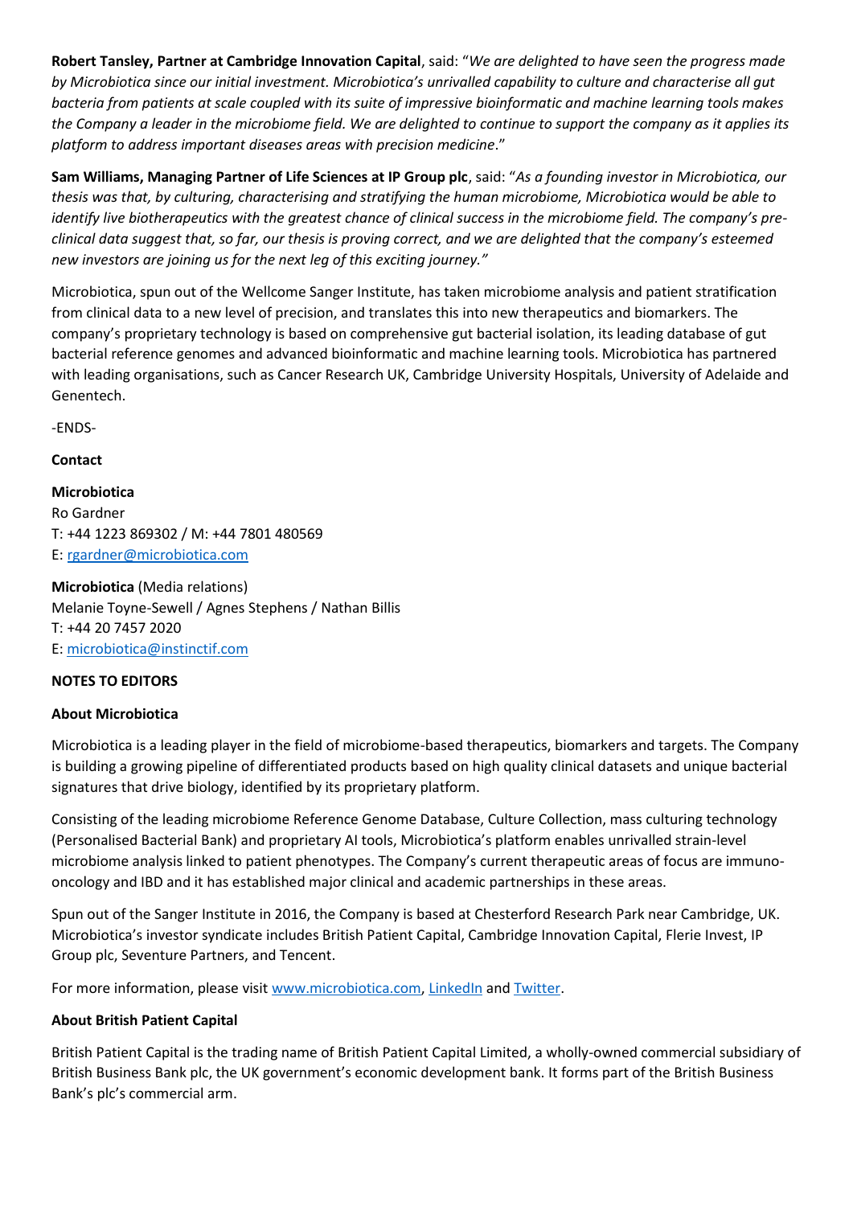**Robert Tansley, Partner at Cambridge Innovation Capital**, said: "*We are delighted to have seen the progress made by Microbiotica since our initial investment. Microbiotica's unrivalled capability to culture and characterise all gut bacteria from patients at scale coupled with its suite of impressive bioinformatic and machine learning tools makes the Company a leader in the microbiome field. We are delighted to continue to support the company as it applies its platform to address important diseases areas with precision medicine*."

**Sam Williams, Managing Partner of Life Sciences at IP Group plc**, said: "*As a founding investor in Microbiotica, our thesis was that, by culturing, characterising and stratifying the human microbiome, Microbiotica would be able to identify live biotherapeutics with the greatest chance of clinical success in the microbiome field. The company's pre-clinical data suggest that, so far, our thesis is proving correct, and we are delighted that the company's esteemed new investors are joining us for the next leg of this exciting journey."*

Microbiotica, spun out of the Wellcome Sanger Institute, has taken microbiome analysis and patient stratification from clinical data to a new level of precision, and translates this into new therapeutics and biomarkers. The company's proprietary technology is based on comprehensive gut bacterial isolation, its leading database of gut bacterial reference genomes and advanced bioinformatic and machine learning tools. Microbiotica has partnered with leading organisations, such as Cancer Research UK, Cambridge University Hospitals, University of Adelaide and Genentech.

-ENDS-

**Contact**

**Microbiotica**
Ro Gardner
T: +44 1223 869302 / M: +44 7801 480569
E: rgardner@microbiotica.com

**Microbiotica** (Media relations)
Melanie Toyne-Sewell / Agnes Stephens / Nathan Billis
T: +44 20 7457 2020
E: microbiotica@instinctif.com

**NOTES TO EDITORS**

**About Microbiotica**

Microbiotica is a leading player in the field of microbiome-based therapeutics, biomarkers and targets. The Company is building a growing pipeline of differentiated products based on high quality clinical datasets and unique bacterial signatures that drive biology, identified by its proprietary platform.

Consisting of the leading microbiome Reference Genome Database, Culture Collection, mass culturing technology (Personalised Bacterial Bank) and proprietary AI tools, Microbiotica's platform enables unrivalled strain-level microbiome analysis linked to patient phenotypes. The Company's current therapeutic areas of focus are immuno-oncology and IBD and it has established major clinical and academic partnerships in these areas.

Spun out of the Sanger Institute in 2016, the Company is based at Chesterford Research Park near Cambridge, UK. Microbiotica's investor syndicate includes British Patient Capital, Cambridge Innovation Capital, Flerie Invest, IP Group plc, Seventure Partners, and Tencent.

For more information, please visit www.microbiotica.com, LinkedIn and Twitter.

**About British Patient Capital**

British Patient Capital is the trading name of British Patient Capital Limited, a wholly-owned commercial subsidiary of British Business Bank plc, the UK government's economic development bank. It forms part of the British Business Bank's plc's commercial arm.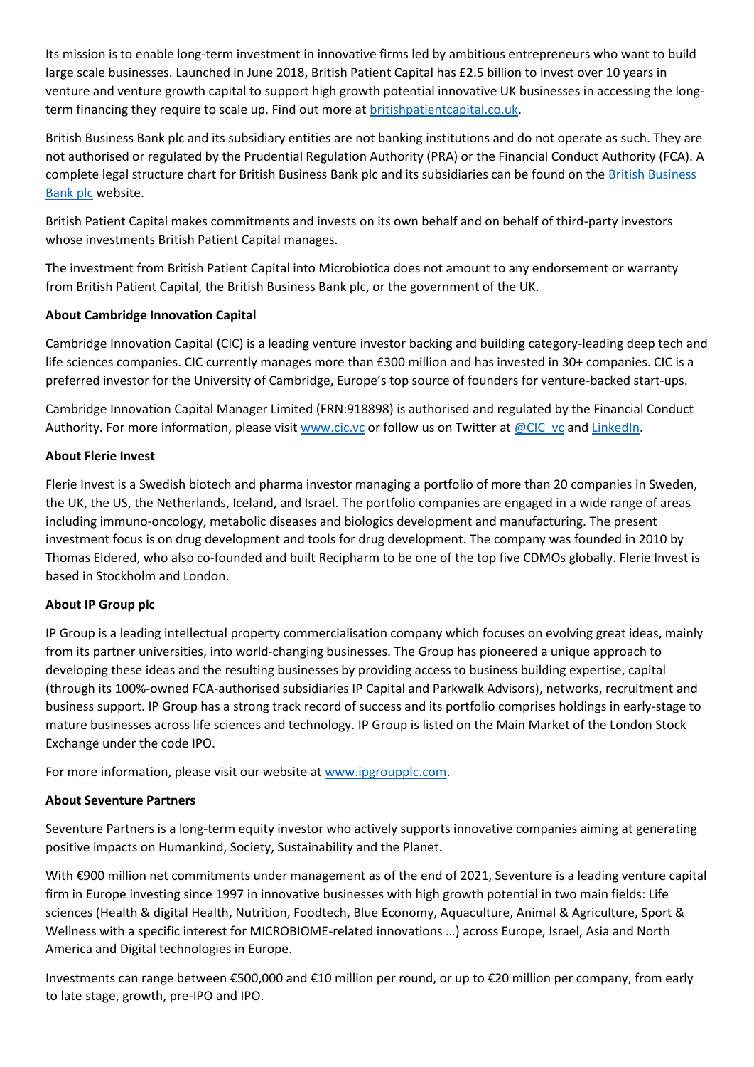Its mission is to enable long-term investment in innovative firms led by ambitious entrepreneurs who want to build large scale businesses. Launched in June 2018, British Patient Capital has £2.5 billion to invest over 10 years in venture and venture growth capital to support high growth potential innovative UK businesses in accessing the long-term financing they require to scale up. Find out more at [britishpatientcapital.co.uk](britishpatientcapital.co.uk).

British Business Bank plc and its subsidiary entities are not banking institutions and do not operate as such. They are not authorised or regulated by the Prudential Regulation Authority (PRA) or the Financial Conduct Authority (FCA). A complete legal structure chart for British Business Bank plc and its subsidiaries can be found on the British Business Bank plc website.

British Patient Capital makes commitments and invests on its own behalf and on behalf of third-party investors whose investments British Patient Capital manages.

The investment from British Patient Capital into Microbiotica does not amount to any endorsement or warranty from British Patient Capital, the British Business Bank plc, or the government of the UK.

**About Cambridge Innovation Capital**

Cambridge Innovation Capital (CIC) is a leading venture investor backing and building category-leading deep tech and life sciences companies. CIC currently manages more than £300 million and has invested in 30+ companies. CIC is a preferred investor for the University of Cambridge, Europe's top source of founders for venture-backed start-ups.

Cambridge Innovation Capital Manager Limited (FRN:918898) is authorised and regulated by the Financial Conduct Authority. For more information, please visit [www.cic.vc](www.cic.vc) or follow us on Twitter at @CIC_vc and LinkedIn.

**About Flerie Invest**

Flerie Invest is a Swedish biotech and pharma investor managing a portfolio of more than 20 companies in Sweden, the UK, the US, the Netherlands, Iceland, and Israel. The portfolio companies are engaged in a wide range of areas including immuno-oncology, metabolic diseases and biologics development and manufacturing. The present investment focus is on drug development and tools for drug development. The company was founded in 2010 by Thomas Eldered, who also co-founded and built Recipharm to be one of the top five CDMOs globally. Flerie Invest is based in Stockholm and London.

**About IP Group plc**

IP Group is a leading intellectual property commercialisation company which focuses on evolving great ideas, mainly from its partner universities, into world-changing businesses. The Group has pioneered a unique approach to developing these ideas and the resulting businesses by providing access to business building expertise, capital (through its 100%-owned FCA-authorised subsidiaries IP Capital and Parkwalk Advisors), networks, recruitment and business support. IP Group has a strong track record of success and its portfolio comprises holdings in early-stage to mature businesses across life sciences and technology. IP Group is listed on the Main Market of the London Stock Exchange under the code IPO.

For more information, please visit our website at [www.ipgroupplc.com](www.ipgroupplc.com).

**About Seventure Partners**

Seventure Partners is a long-term equity investor who actively supports innovative companies aiming at generating positive impacts on Humankind, Society, Sustainability and the Planet.

With €900 million net commitments under management as of the end of 2021, Seventure is a leading venture capital firm in Europe investing since 1997 in innovative businesses with high growth potential in two main fields: Life sciences (Health & digital Health, Nutrition, Foodtech, Blue Economy, Aquaculture, Animal & Agriculture, Sport & Wellness with a specific interest for MICROBIOME-related innovations …) across Europe, Israel, Asia and North America and Digital technologies in Europe.

Investments can range between €500,000 and €10 million per round, or up to €20 million per company, from early to late stage, growth, pre-IPO and IPO.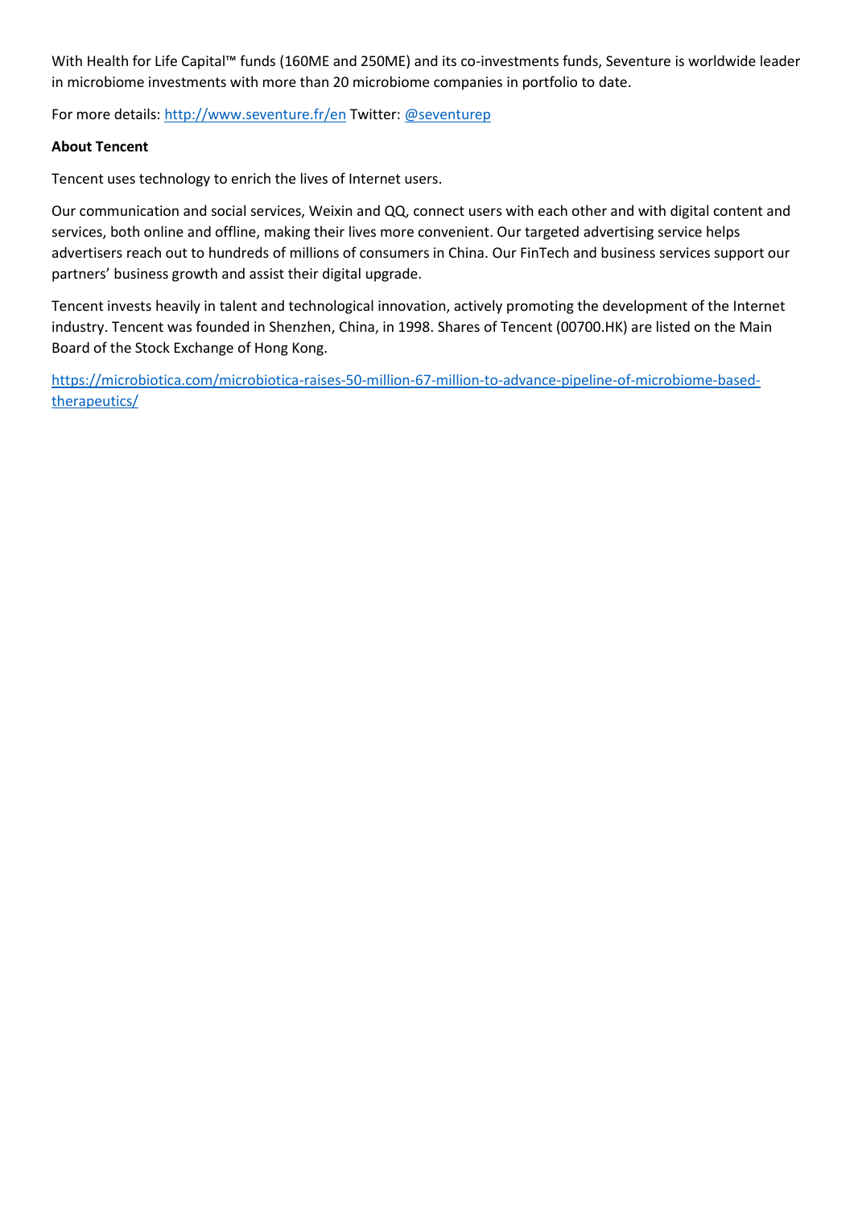With Health for Life Capital™ funds (160ME and 250ME) and its co-investments funds, Seventure is worldwide leader in microbiome investments with more than 20 microbiome companies in portfolio to date.

For more details: [http://www.seventure.fr/en](http://www.seventure.fr/en) Twitter: [@seventurep](https://twitter.com/seventurep)

**About Tencent**

Tencent uses technology to enrich the lives of Internet users.

Our communication and social services, Weixin and QQ, connect users with each other and with digital content and services, both online and offline, making their lives more convenient. Our targeted advertising service helps advertisers reach out to hundreds of millions of consumers in China. Our FinTech and business services support our partners' business growth and assist their digital upgrade.

Tencent invests heavily in talent and technological innovation, actively promoting the development of the Internet industry. Tencent was founded in Shenzhen, China, in 1998. Shares of Tencent (00700.HK) are listed on the Main Board of the Stock Exchange of Hong Kong.

[https://microbiotica.com/microbiotica-raises-50-million-67-million-to-advance-pipeline-of-microbiome-based-therapeutics/](https://microbiotica.com/microbiotica-raises-50-million-67-million-to-advance-pipeline-of-microbiome-based-therapeutics/)